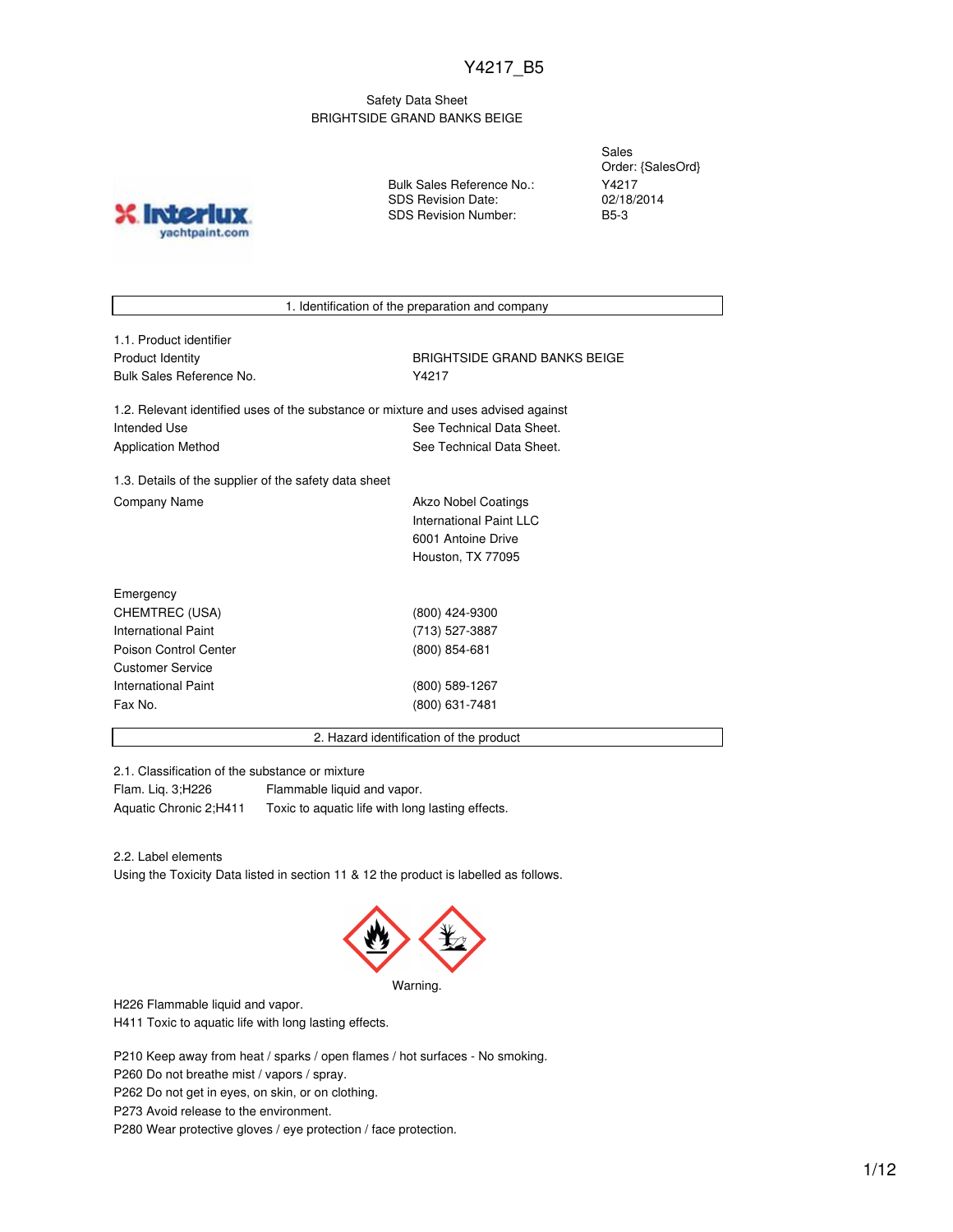Y4217_B5

Safety Data Sheet
BRIGHTSIDE GRAND BANKS BEIGE

| | |
|---|---|
| | Sales Order: {SalesOrd} |
| Bulk Sales Reference No.: | Y4217 |
| SDS Revision Date: | 02/18/2014 |
| SDS Revision Number: | B5-3 |

## 1. Identification of the preparation and company

1.1. Product identifier

| | |
|---|---|
| Product Identity | BRIGHTSIDE GRAND BANKS BEIGE |
| Bulk Sales Reference No. | Y4217 |

1.2. Relevant identified uses of the substance or mixture and uses advised against

| | |
|---|---|
| Intended Use | See Technical Data Sheet. |
| Application Method | See Technical Data Sheet. |

1.3. Details of the supplier of the safety data sheet

| | |
|---|---|
| Company Name | Akzo Nobel Coatings<br>International Paint LLC<br>6001 Antoine Drive<br>Houston, TX 77095 |

| | |
|---|---|
| Emergency | |
| CHEMTREC (USA) | (800) 424-9300 |
| International Paint | (713) 527-3887 |
| Poison Control Center | (800) 854-681 |
| Customer Service | |
| International Paint | (800) 589-1267 |
| Fax No. | (800) 631-7481 |

## 2. Hazard identification of the product

2.1. Classification of the substance or mixture

| | |
|---|---|
| Flam. Liq. 3;H226 | Flammable liquid and vapor. |
| Aquatic Chronic 2;H411 | Toxic to aquatic life with long lasting effects. |

2.2. Label elements

Using the Toxicity Data listed in section 11 & 12 the product is labelled as follows.

Warning.

H226 Flammable liquid and vapor.
H411 Toxic to aquatic life with long lasting effects.

P210 Keep away from heat / sparks / open flames / hot surfaces - No smoking.
P260 Do not breathe mist / vapors / spray.
P262 Do not get in eyes, on skin, or on clothing.
P273 Avoid release to the environment.
P280 Wear protective gloves / eye protection / face protection.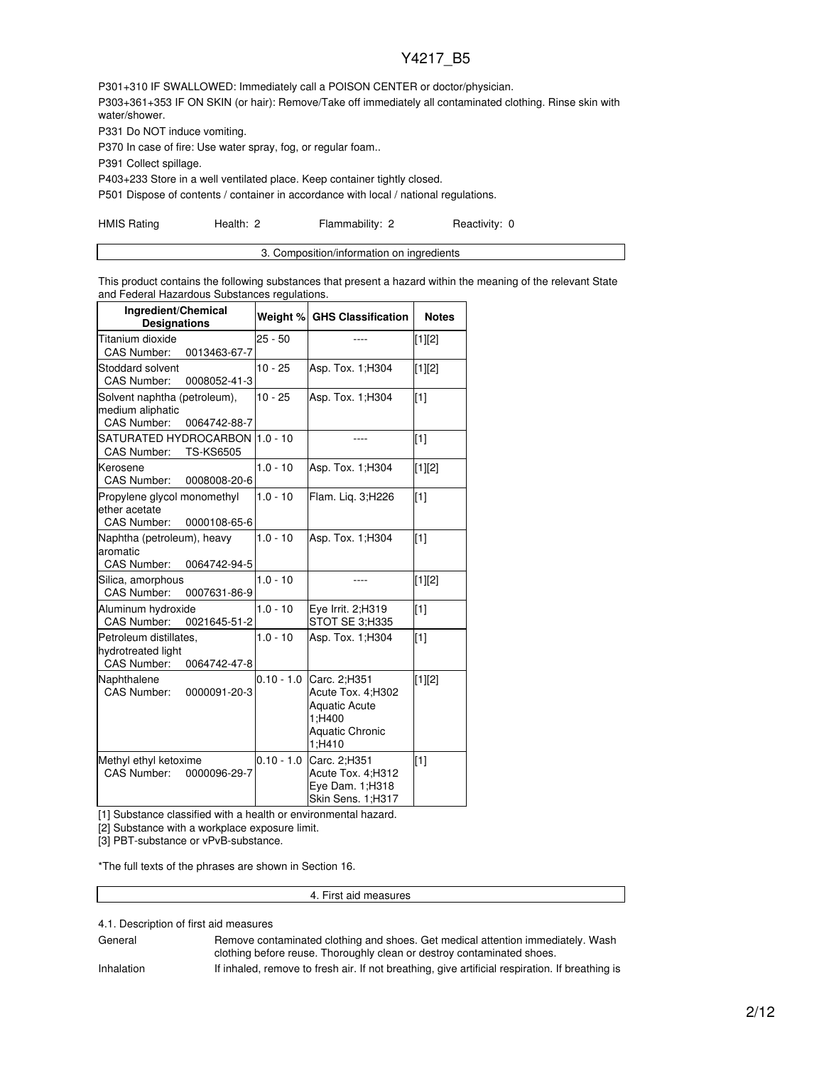P301+310 IF SWALLOWED: Immediately call a POISON CENTER or doctor/physician.

P303+361+353 IF ON SKIN (or hair): Remove/Take off immediately all contaminated clothing. Rinse skin with water/shower.

P331 Do NOT induce vomiting.

P370 In case of fire: Use water spray, fog, or regular foam..

P391 Collect spillage.

P403+233 Store in a well ventilated place. Keep container tightly closed.

P501 Dispose of contents / container in accordance with local / national regulations.

HMIS Rating Health: 2 Flammability: 2 Reactivity: 0

## 3. Composition/information on ingredients

This product contains the following substances that present a hazard within the meaning of the relevant State and Federal Hazardous Substances regulations.

| Ingredient/Chemical Designations | Weight % | GHS Classification | Notes |
|---|---|---|---|
| Titanium dioxide<br>CAS Number: 0013463-67-7 | 25 - 50 | ---- | [1][2] |
| Stoddard solvent<br>CAS Number: 0008052-41-3 | 10 - 25 | Asp. Tox. 1;H304 | [1][2] |
| Solvent naphtha (petroleum), medium aliphatic<br>CAS Number: 0064742-88-7 | 10 - 25 | Asp. Tox. 1;H304 | [1] |
| SATURATED HYDROCARBON<br>CAS Number: TS-KS6505 | 1.0 - 10 | ---- | [1] |
| Kerosene<br>CAS Number: 0008008-20-6 | 1.0 - 10 | Asp. Tox. 1;H304 | [1][2] |
| Propylene glycol monomethyl ether acetate<br>CAS Number: 0000108-65-6 | 1.0 - 10 | Flam. Liq. 3;H226 | [1] |
| Naphtha (petroleum), heavy aromatic<br>CAS Number: 0064742-94-5 | 1.0 - 10 | Asp. Tox. 1;H304 | [1] |
| Silica, amorphous<br>CAS Number: 0007631-86-9 | 1.0 - 10 | ---- | [1][2] |
| Aluminum hydroxide<br>CAS Number: 0021645-51-2 | 1.0 - 10 | Eye Irrit. 2;H319<br>STOT SE 3;H335 | [1] |
| Petroleum distillates, hydrotreated light<br>CAS Number: 0064742-47-8 | 1.0 - 10 | Asp. Tox. 1;H304 | [1] |
| Naphthalene<br>CAS Number: 0000091-20-3 | 0.10 - 1.0 | Carc. 2;H351<br>Acute Tox. 4;H302<br>Aquatic Acute 1;H400<br>Aquatic Chronic 1;H410 | [1][2] |
| Methyl ethyl ketoxime<br>CAS Number: 0000096-29-7 | 0.10 - 1.0 | Carc. 2;H351<br>Acute Tox. 4;H312<br>Eye Dam. 1;H318<br>Skin Sens. 1;H317 | [1] |

[1] Substance classified with a health or environmental hazard.

[2] Substance with a workplace exposure limit.

[3] PBT-substance or vPvB-substance.

*The full texts of the phrases are shown in Section 16.

## 4. First aid measures

4.1. Description of first aid measures

General — Remove contaminated clothing and shoes. Get medical attention immediately. Wash clothing before reuse. Thoroughly clean or destroy contaminated shoes.

Inhalation — If inhaled, remove to fresh air. If not breathing, give artificial respiration. If breathing is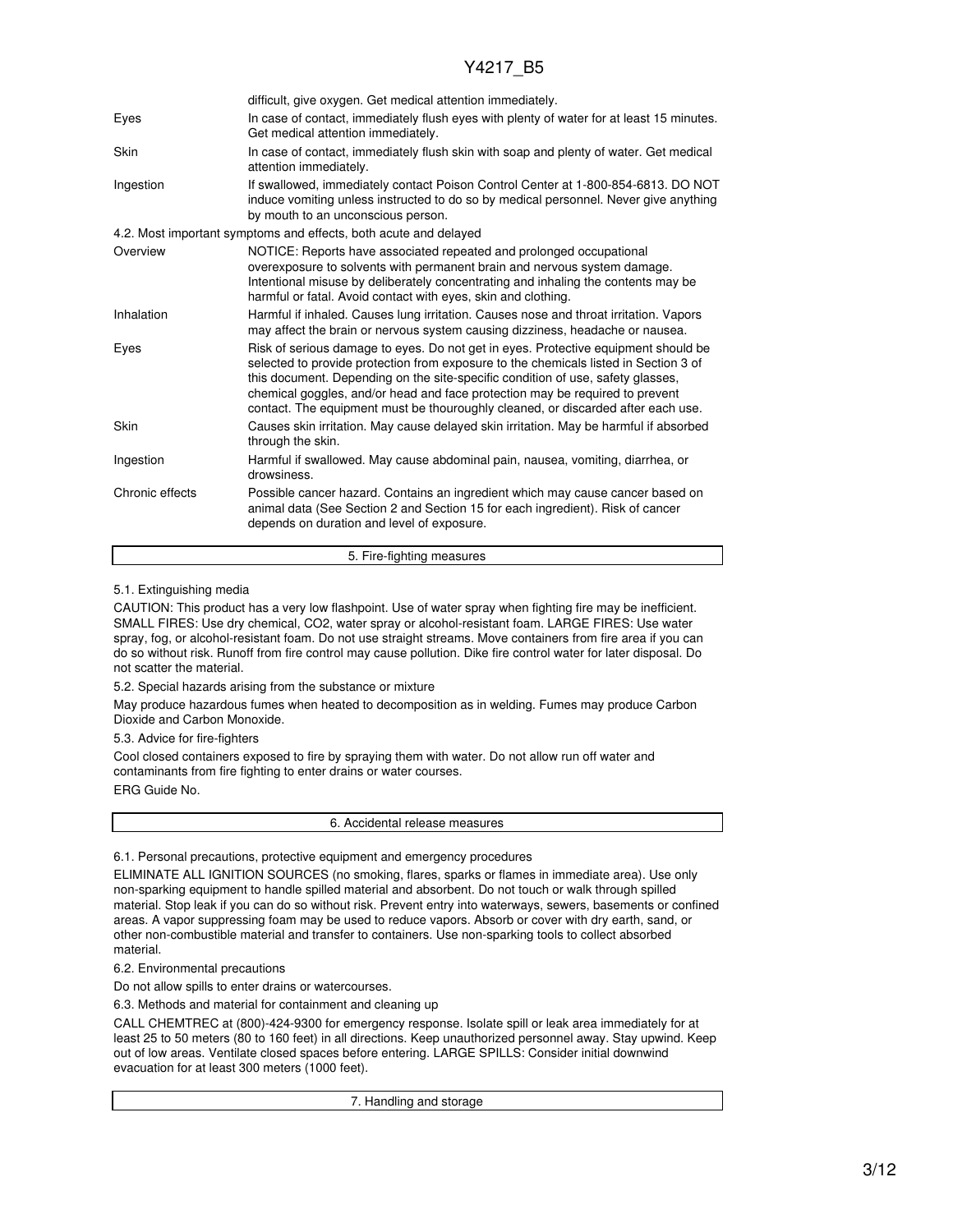| | |
|---|---|
| | difficult, give oxygen. Get medical attention immediately. |
| Eyes | In case of contact, immediately flush eyes with plenty of water for at least 15 minutes. Get medical attention immediately. |
| Skin | In case of contact, immediately flush skin with soap and plenty of water. Get medical attention immediately. |
| Ingestion | If swallowed, immediately contact Poison Control Center at 1-800-854-6813. DO NOT induce vomiting unless instructed to do so by medical personnel. Never give anything by mouth to an unconscious person. |

4.2. Most important symptoms and effects, both acute and delayed

| | |
|---|---|
| Overview | NOTICE: Reports have associated repeated and prolonged occupational overexposure to solvents with permanent brain and nervous system damage. Intentional misuse by deliberately concentrating and inhaling the contents may be harmful or fatal. Avoid contact with eyes, skin and clothing. |
| Inhalation | Harmful if inhaled. Causes lung irritation. Causes nose and throat irritation. Vapors may affect the brain or nervous system causing dizziness, headache or nausea. |
| Eyes | Risk of serious damage to eyes. Do not get in eyes. Protective equipment should be selected to provide protection from exposure to the chemicals listed in Section 3 of this document. Depending on the site-specific condition of use, safety glasses, chemical goggles, and/or head and face protection may be required to prevent contact. The equipment must be thouroughly cleaned, or discarded after each use. |
| Skin | Causes skin irritation. May cause delayed skin irritation. May be harmful if absorbed through the skin. |
| Ingestion | Harmful if swallowed. May cause abdominal pain, nausea, vomiting, diarrhea, or drowsiness. |
| Chronic effects | Possible cancer hazard. Contains an ingredient which may cause cancer based on animal data (See Section 2 and Section 15 for each ingredient). Risk of cancer depends on duration and level of exposure. |

## 5. Fire-fighting measures

5.1. Extinguishing media

CAUTION: This product has a very low flashpoint. Use of water spray when fighting fire may be inefficient. SMALL FIRES: Use dry chemical, $CO_2$, water spray or alcohol-resistant foam. LARGE FIRES: Use water spray, fog, or alcohol-resistant foam. Do not use straight streams. Move containers from fire area if you can do so without risk. Runoff from fire control may cause pollution. Dike fire control water for later disposal. Do not scatter the material.

5.2. Special hazards arising from the substance or mixture

May produce hazardous fumes when heated to decomposition as in welding. Fumes may produce Carbon Dioxide and Carbon Monoxide.

5.3. Advice for fire-fighters

Cool closed containers exposed to fire by spraying them with water. Do not allow run off water and contaminants from fire fighting to enter drains or water courses.

ERG Guide No.

## 6. Accidental release measures

6.1. Personal precautions, protective equipment and emergency procedures

ELIMINATE ALL IGNITION SOURCES (no smoking, flares, sparks or flames in immediate area). Use only non-sparking equipment to handle spilled material and absorbent. Do not touch or walk through spilled material. Stop leak if you can do so without risk. Prevent entry into waterways, sewers, basements or confined areas. A vapor suppressing foam may be used to reduce vapors. Absorb or cover with dry earth, sand, or other non-combustible material and transfer to containers. Use non-sparking tools to collect absorbed material.

6.2. Environmental precautions

Do not allow spills to enter drains or watercourses.

6.3. Methods and material for containment and cleaning up

CALL CHEMTREC at (800)-424-9300 for emergency response. Isolate spill or leak area immediately for at least 25 to 50 meters (80 to 160 feet) in all directions. Keep unauthorized personnel away. Stay upwind. Keep out of low areas. Ventilate closed spaces before entering. LARGE SPILLS: Consider initial downwind evacuation for at least 300 meters (1000 feet).

## 7. Handling and storage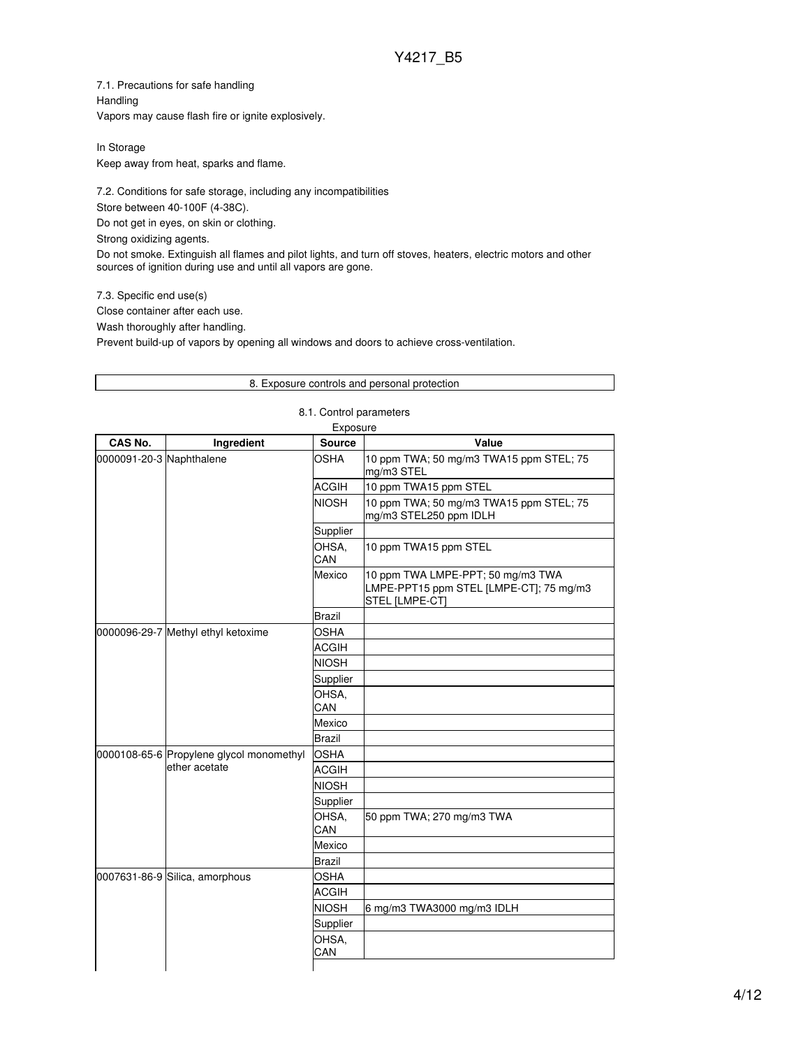7.1. Precautions for safe handling

Handling

Vapors may cause flash fire or ignite explosively.

In Storage

Keep away from heat, sparks and flame.

7.2. Conditions for safe storage, including any incompatibilities

Store between 40-100F (4-38C).

Do not get in eyes, on skin or clothing.

Strong oxidizing agents.

Do not smoke. Extinguish all flames and pilot lights, and turn off stoves, heaters, electric motors and other sources of ignition during use and until all vapors are gone.

7.3. Specific end use(s)

Close container after each use.

Wash thoroughly after handling.

Prevent build-up of vapors by opening all windows and doors to achieve cross-ventilation.

## 8. Exposure controls and personal protection

### 8.1. Control parameters

Exposure

| CAS No. | Ingredient | Source | Value |
|---|---|---|---|
| 0000091-20-3 | Naphthalene | OSHA | 10 ppm TWA; 50 mg/m3 TWA15 ppm STEL; 75 mg/m3 STEL |
| | | ACGIH | 10 ppm TWA15 ppm STEL |
| | | NIOSH | 10 ppm TWA; 50 mg/m3 TWA15 ppm STEL; 75 mg/m3 STEL250 ppm IDLH |
| | | Supplier | |
| | | OHSA, CAN | 10 ppm TWA15 ppm STEL |
| | | Mexico | 10 ppm TWA LMPE-PPT; 50 mg/m3 TWA LMPE-PPT15 ppm STEL [LMPE-CT]; 75 mg/m3 STEL [LMPE-CT] |
| | | Brazil | |
| 0000096-29-7 | Methyl ethyl ketoxime | OSHA | |
| | | ACGIH | |
| | | NIOSH | |
| | | Supplier | |
| | | OHSA, CAN | |
| | | Mexico | |
| | | Brazil | |
| 0000108-65-6 | Propylene glycol monomethyl ether acetate | OSHA | |
| | | ACGIH | |
| | | NIOSH | |
| | | Supplier | |
| | | OHSA, CAN | 50 ppm TWA; 270 mg/m3 TWA |
| | | Mexico | |
| | | Brazil | |
| 0007631-86-9 | Silica, amorphous | OSHA | |
| | | ACGIH | |
| | | NIOSH | 6 mg/m3 TWA3000 mg/m3 IDLH |
| | | Supplier | |
| | | OHSA, CAN | |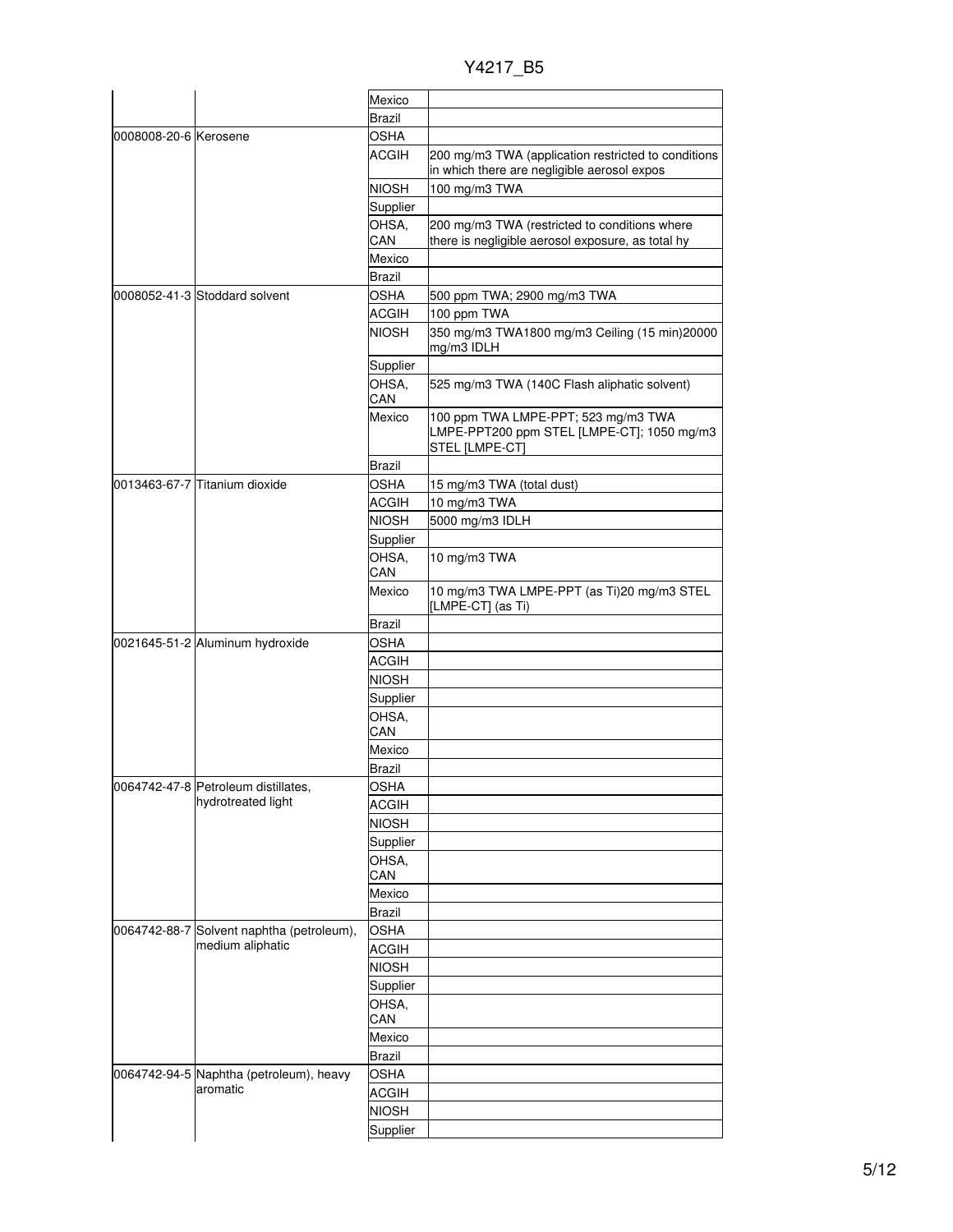| | | | |
|---|---|---|---|
| | | Mexico | |
| | | Brazil | |
| 0008008-20-6 | Kerosene | OSHA | |
| | | ACGIH | 200 mg/m3 TWA (application restricted to conditions in which there are negligible aerosol expos |
| | | NIOSH | 100 mg/m3 TWA |
| | | Supplier | |
| | | OHSA, CAN | 200 mg/m3 TWA (restricted to conditions where there is negligible aerosol exposure, as total hy |
| | | Mexico | |
| | | Brazil | |
| 0008052-41-3 | Stoddard solvent | OSHA | 500 ppm TWA; 2900 mg/m3 TWA |
| | | ACGIH | 100 ppm TWA |
| | | NIOSH | 350 mg/m3 TWA1800 mg/m3 Ceiling (15 min)20000 mg/m3 IDLH |
| | | Supplier | |
| | | OHSA, CAN | 525 mg/m3 TWA (140C Flash aliphatic solvent) |
| | | Mexico | 100 ppm TWA LMPE-PPT; 523 mg/m3 TWA LMPE-PPT200 ppm STEL [LMPE-CT]; 1050 mg/m3 STEL [LMPE-CT] |
| | | Brazil | |
| 0013463-67-7 | Titanium dioxide | OSHA | 15 mg/m3 TWA (total dust) |
| | | ACGIH | 10 mg/m3 TWA |
| | | NIOSH | 5000 mg/m3 IDLH |
| | | Supplier | |
| | | OHSA, CAN | 10 mg/m3 TWA |
| | | Mexico | 10 mg/m3 TWA LMPE-PPT (as Ti)20 mg/m3 STEL [LMPE-CT] (as Ti) |
| | | Brazil | |
| 0021645-51-2 | Aluminum hydroxide | OSHA | |
| | | ACGIH | |
| | | NIOSH | |
| | | Supplier | |
| | | OHSA, CAN | |
| | | Mexico | |
| | | Brazil | |
| 0064742-47-8 | Petroleum distillates, hydrotreated light | OSHA | |
| | | ACGIH | |
| | | NIOSH | |
| | | Supplier | |
| | | OHSA, CAN | |
| | | Mexico | |
| | | Brazil | |
| 0064742-88-7 | Solvent naphtha (petroleum), medium aliphatic | OSHA | |
| | | ACGIH | |
| | | NIOSH | |
| | | Supplier | |
| | | OHSA, CAN | |
| | | Mexico | |
| | | Brazil | |
| 0064742-94-5 | Naphtha (petroleum), heavy aromatic | OSHA | |
| | | ACGIH | |
| | | NIOSH | |
| | | Supplier | |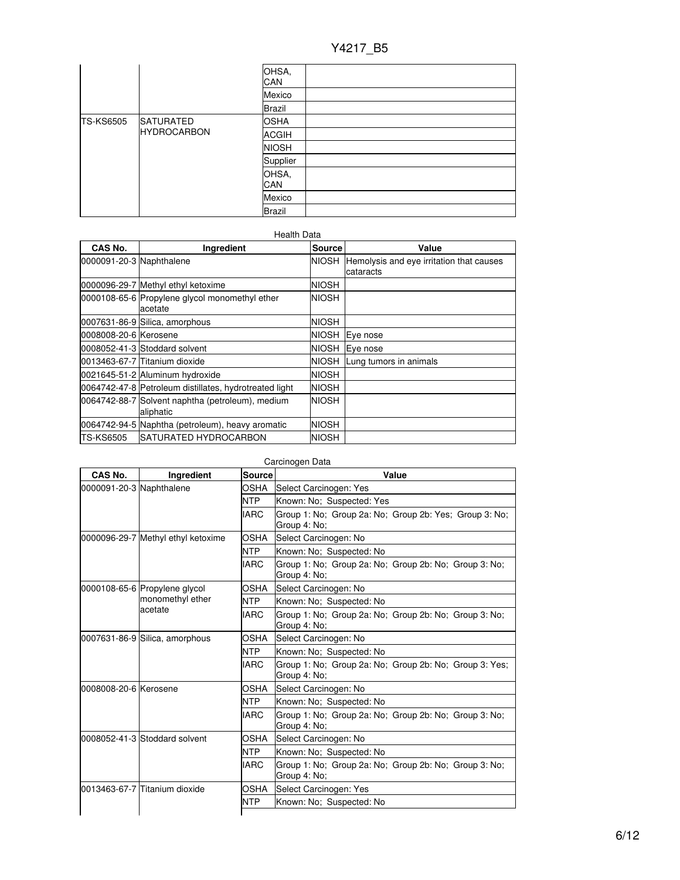|  |  | Source | Value |
|---|---|---|---|
|  |  | OHSA, CAN |  |
|  |  | Mexico |  |
|  |  | Brazil |  |
| TS-KS6505 | SATURATED HYDROCARBON | OSHA |  |
|  |  | ACGIH |  |
|  |  | NIOSH |  |
|  |  | Supplier |  |
|  |  | OHSA, CAN |  |
|  |  | Mexico |  |
|  |  | Brazil |  |

Health Data

| CAS No. | Ingredient | Source | Value |
|---|---|---|---|
| 0000091-20-3 | Naphthalene | NIOSH | Hemolysis and eye irritation that causes cataracts |
| 0000096-29-7 | Methyl ethyl ketoxime | NIOSH |  |
| 0000108-65-6 | Propylene glycol monomethyl ether acetate | NIOSH |  |
| 0007631-86-9 | Silica, amorphous | NIOSH |  |
| 0008008-20-6 | Kerosene | NIOSH | Eye nose |
| 0008052-41-3 | Stoddard solvent | NIOSH | Eye nose |
| 0013463-67-7 | Titanium dioxide | NIOSH | Lung tumors in animals |
| 0021645-51-2 | Aluminum hydroxide | NIOSH |  |
| 0064742-47-8 | Petroleum distillates, hydrotreated light | NIOSH |  |
| 0064742-88-7 | Solvent naphtha (petroleum), medium aliphatic | NIOSH |  |
| 0064742-94-5 | Naphtha (petroleum), heavy aromatic | NIOSH |  |
| TS-KS6505 | SATURATED HYDROCARBON | NIOSH |  |

Carcinogen Data

| CAS No. | Ingredient | Source | Value |
|---|---|---|---|
| 0000091-20-3 | Naphthalene | OSHA | Select Carcinogen: Yes |
|  |  | NTP | Known: No; Suspected: Yes |
|  |  | IARC | Group 1: No; Group 2a: No; Group 2b: Yes; Group 3: No; Group 4: No; |
| 0000096-29-7 | Methyl ethyl ketoxime | OSHA | Select Carcinogen: No |
|  |  | NTP | Known: No; Suspected: No |
|  |  | IARC | Group 1: No; Group 2a: No; Group 2b: No; Group 3: No; Group 4: No; |
| 0000108-65-6 | Propylene glycol monomethyl ether acetate | OSHA | Select Carcinogen: No |
|  |  | NTP | Known: No; Suspected: No |
|  |  | IARC | Group 1: No; Group 2a: No; Group 2b: No; Group 3: No; Group 4: No; |
| 0007631-86-9 | Silica, amorphous | OSHA | Select Carcinogen: No |
|  |  | NTP | Known: No; Suspected: No |
|  |  | IARC | Group 1: No; Group 2a: No; Group 2b: No; Group 3: Yes; Group 4: No; |
| 0008008-20-6 | Kerosene | OSHA | Select Carcinogen: No |
|  |  | NTP | Known: No; Suspected: No |
|  |  | IARC | Group 1: No; Group 2a: No; Group 2b: No; Group 3: No; Group 4: No; |
| 0008052-41-3 | Stoddard solvent | OSHA | Select Carcinogen: No |
|  |  | NTP | Known: No; Suspected: No |
|  |  | IARC | Group 1: No; Group 2a: No; Group 2b: No; Group 3: No; Group 4: No; |
| 0013463-67-7 | Titanium dioxide | OSHA | Select Carcinogen: Yes |
|  |  | NTP | Known: No; Suspected: No |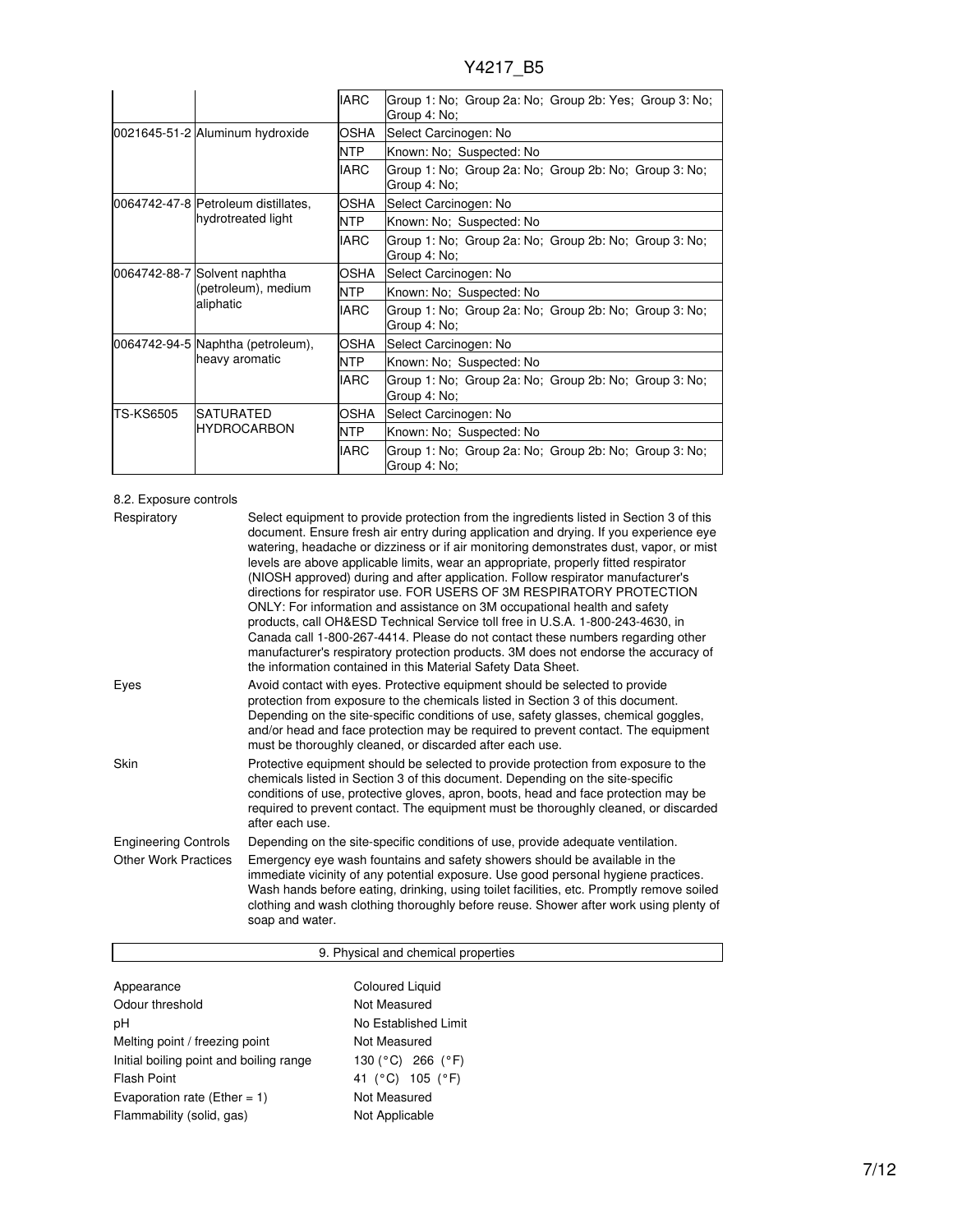| | | | |
|---|---|---|---|
| | | IARC | Group 1: No; Group 2a: No; Group 2b: Yes; Group 3: No; Group 4: No; |
| 0021645-51-2 | Aluminum hydroxide | OSHA | Select Carcinogen: No |
| | | NTP | Known: No; Suspected: No |
| | | IARC | Group 1: No; Group 2a: No; Group 2b: No; Group 3: No; Group 4: No; |
| 0064742-47-8 | Petroleum distillates, hydrotreated light | OSHA | Select Carcinogen: No |
| | | NTP | Known: No; Suspected: No |
| | | IARC | Group 1: No; Group 2a: No; Group 2b: No; Group 3: No; Group 4: No; |
| 0064742-88-7 | Solvent naphtha (petroleum), medium aliphatic | OSHA | Select Carcinogen: No |
| | | NTP | Known: No; Suspected: No |
| | | IARC | Group 1: No; Group 2a: No; Group 2b: No; Group 3: No; Group 4: No; |
| 0064742-94-5 | Naphtha (petroleum), heavy aromatic | OSHA | Select Carcinogen: No |
| | | NTP | Known: No; Suspected: No |
| | | IARC | Group 1: No; Group 2a: No; Group 2b: No; Group 3: No; Group 4: No; |
| TS-KS6505 | SATURATED HYDROCARBON | OSHA | Select Carcinogen: No |
| | | NTP | Known: No; Suspected: No |
| | | IARC | Group 1: No; Group 2a: No; Group 2b: No; Group 3: No; Group 4: No; |

8.2. Exposure controls

**Respiratory**
Select equipment to provide protection from the ingredients listed in Section 3 of this document. Ensure fresh air entry during application and drying. If you experience eye watering, headache or dizziness or if air monitoring demonstrates dust, vapor, or mist levels are above applicable limits, wear an appropriate, properly fitted respirator (NIOSH approved) during and after application. Follow respirator manufacturer's directions for respirator use. FOR USERS OF 3M RESPIRATORY PROTECTION ONLY: For information and assistance on 3M occupational health and safety products, call OH&ESD Technical Service toll free in U.S.A. 1-800-243-4630, in Canada call 1-800-267-4414. Please do not contact these numbers regarding other manufacturer's respiratory protection products. 3M does not endorse the accuracy of the information contained in this Material Safety Data Sheet.

**Eyes**
Avoid contact with eyes. Protective equipment should be selected to provide protection from exposure to the chemicals listed in Section 3 of this document. Depending on the site-specific conditions of use, safety glasses, chemical goggles, and/or head and face protection may be required to prevent contact. The equipment must be thoroughly cleaned, or discarded after each use.

**Skin**
Protective equipment should be selected to provide protection from exposure to the chemicals listed in Section 3 of this document. Depending on the site-specific conditions of use, protective gloves, apron, boots, head and face protection may be required to prevent contact. The equipment must be thoroughly cleaned, or discarded after each use.

**Engineering Controls**
Depending on the site-specific conditions of use, provide adequate ventilation.

**Other Work Practices**
Emergency eye wash fountains and safety showers should be available in the immediate vicinity of any potential exposure. Use good personal hygiene practices. Wash hands before eating, drinking, using toilet facilities, etc. Promptly remove soiled clothing and wash clothing thoroughly before reuse. Shower after work using plenty of soap and water.

## 9. Physical and chemical properties

| | |
|---|---|
| Appearance | Coloured Liquid |
| Odour threshold | Not Measured |
| pH | No Established Limit |
| Melting point / freezing point | Not Measured |
| Initial boiling point and boiling range | 130 (°C) 266 (°F) |
| Flash Point | 41 (°C) 105 (°F) |
| Evaporation rate (Ether = 1) | Not Measured |
| Flammability (solid, gas) | Not Applicable |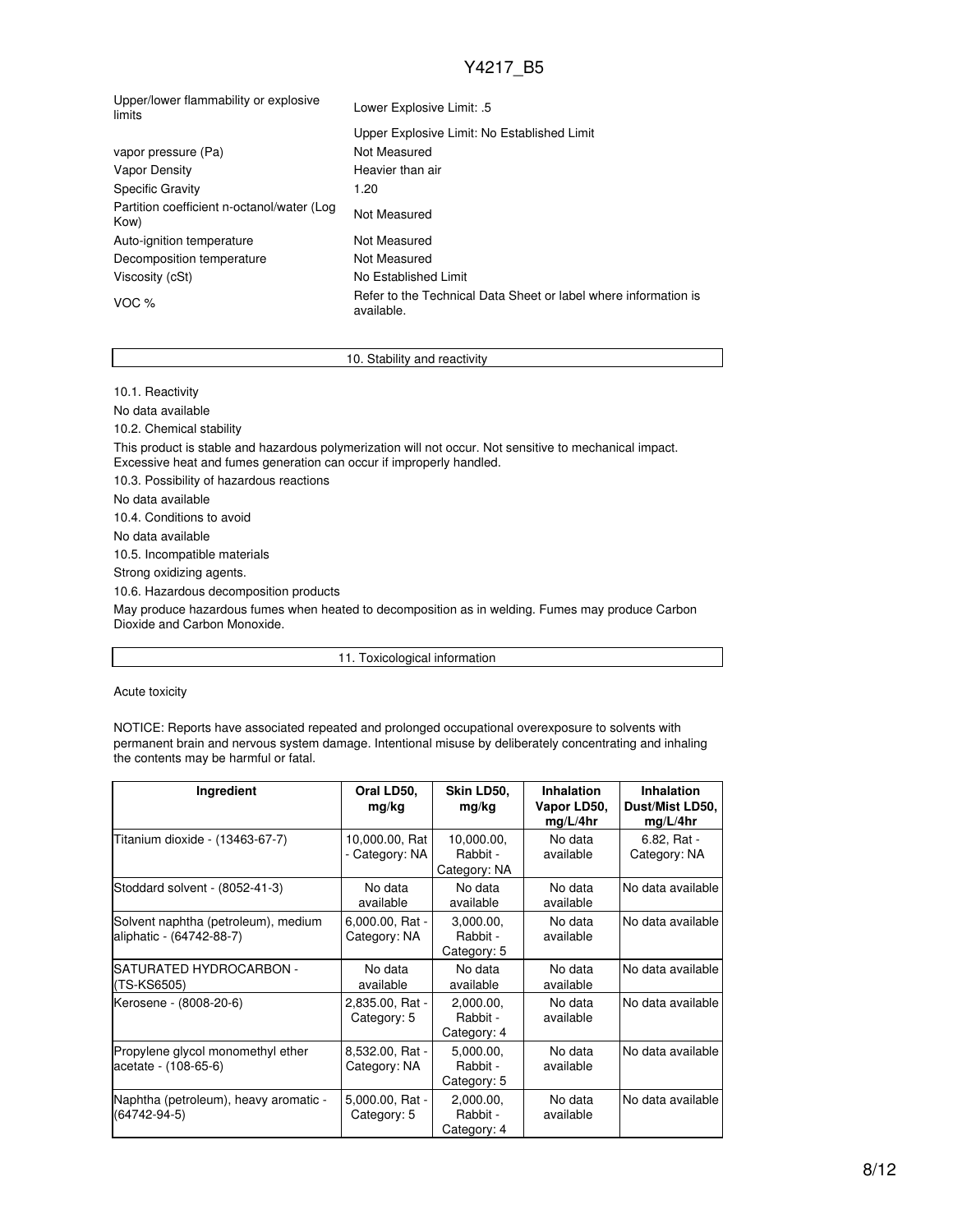| | |
|---|---|
| Upper/lower flammability or explosive limits | Lower Explosive Limit: .5 |
| | Upper Explosive Limit: No Established Limit |
| vapor pressure (Pa) | Not Measured |
| Vapor Density | Heavier than air |
| Specific Gravity | 1.20 |
| Partition coefficient n-octanol/water (Log Kow) | Not Measured |
| Auto-ignition temperature | Not Measured |
| Decomposition temperature | Not Measured |
| Viscosity (cSt) | No Established Limit |
| VOC % | Refer to the Technical Data Sheet or label where information is available. |

## 10. Stability and reactivity

10.1. Reactivity

No data available

10.2. Chemical stability

This product is stable and hazardous polymerization will not occur. Not sensitive to mechanical impact. Excessive heat and fumes generation can occur if improperly handled.

10.3. Possibility of hazardous reactions

No data available

10.4. Conditions to avoid

No data available

10.5. Incompatible materials

Strong oxidizing agents.

10.6. Hazardous decomposition products

May produce hazardous fumes when heated to decomposition as in welding. Fumes may produce Carbon Dioxide and Carbon Monoxide.

## 11. Toxicological information

Acute toxicity

NOTICE: Reports have associated repeated and prolonged occupational overexposure to solvents with permanent brain and nervous system damage. Intentional misuse by deliberately concentrating and inhaling the contents may be harmful or fatal.

| Ingredient | Oral LD50, mg/kg | Skin LD50, mg/kg | Inhalation Vapor LD50, mg/L/4hr | Inhalation Dust/Mist LD50, mg/L/4hr |
|---|---|---|---|---|
| Titanium dioxide - (13463-67-7) | 10,000.00, Rat - Category: NA | 10,000.00, Rabbit - Category: NA | No data available | 6.82, Rat - Category: NA |
| Stoddard solvent - (8052-41-3) | No data available | No data available | No data available | No data available |
| Solvent naphtha (petroleum), medium aliphatic - (64742-88-7) | 6,000.00, Rat - Category: NA | 3,000.00, Rabbit - Category: 5 | No data available | No data available |
| SATURATED HYDROCARBON - (TS-KS6505) | No data available | No data available | No data available | No data available |
| Kerosene - (8008-20-6) | 2,835.00, Rat - Category: 5 | 2,000.00, Rabbit - Category: 4 | No data available | No data available |
| Propylene glycol monomethyl ether acetate - (108-65-6) | 8,532.00, Rat - Category: NA | 5,000.00, Rabbit - Category: 5 | No data available | No data available |
| Naphtha (petroleum), heavy aromatic - (64742-94-5) | 5,000.00, Rat - Category: 5 | 2,000.00, Rabbit - Category: 4 | No data available | No data available |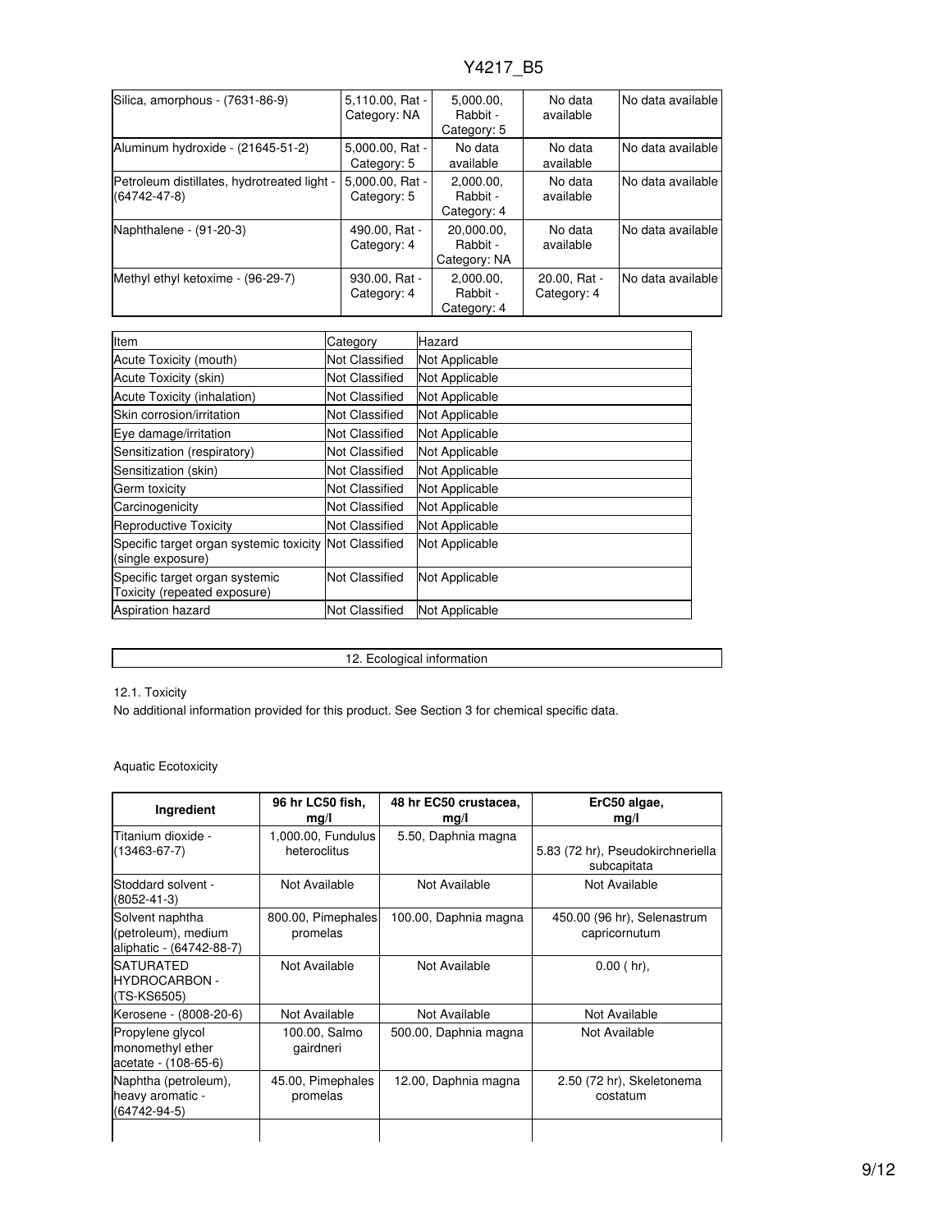| | | | | |
|---|---|---|---|---|
| Silica, amorphous - (7631-86-9) | 5,110.00, Rat - Category: NA | 5,000.00, Rabbit - Category: 5 | No data available | No data available |
| Aluminum hydroxide - (21645-51-2) | 5,000.00, Rat - Category: 5 | No data available | No data available | No data available |
| Petroleum distillates, hydrotreated light - (64742-47-8) | 5,000.00, Rat - Category: 5 | 2,000.00, Rabbit - Category: 4 | No data available | No data available |
| Naphthalene - (91-20-3) | 490.00, Rat - Category: 4 | 20,000.00, Rabbit - Category: NA | No data available | No data available |
| Methyl ethyl ketoxime - (96-29-7) | 930.00, Rat - Category: 4 | 2,000.00, Rabbit - Category: 4 | 20.00, Rat - Category: 4 | No data available |

| Item | Category | Hazard |
|---|---|---|
| Acute Toxicity (mouth) | Not Classified | Not Applicable |
| Acute Toxicity (skin) | Not Classified | Not Applicable |
| Acute Toxicity (inhalation) | Not Classified | Not Applicable |
| Skin corrosion/irritation | Not Classified | Not Applicable |
| Eye damage/irritation | Not Classified | Not Applicable |
| Sensitization (respiratory) | Not Classified | Not Applicable |
| Sensitization (skin) | Not Classified | Not Applicable |
| Germ toxicity | Not Classified | Not Applicable |
| Carcinogenicity | Not Classified | Not Applicable |
| Reproductive Toxicity | Not Classified | Not Applicable |
| Specific target organ systemic toxicity (single exposure) | Not Classified | Not Applicable |
| Specific target organ systemic Toxicity (repeated exposure) | Not Classified | Not Applicable |
| Aspiration hazard | Not Classified | Not Applicable |

## 12. Ecological information

12.1. Toxicity

No additional information provided for this product. See Section 3 for chemical specific data.

Aquatic Ecotoxicity

| Ingredient | 96 hr LC50 fish, mg/l | 48 hr EC50 crustacea, mg/l | ErC50 algae, mg/l |
|---|---|---|---|
| Titanium dioxide - (13463-67-7) | 1,000.00, Fundulus heteroclitus | 5.50, Daphnia magna | 5.83 (72 hr), Pseudokirchneriella subcapitata |
| Stoddard solvent - (8052-41-3) | Not Available | Not Available | Not Available |
| Solvent naphtha (petroleum), medium aliphatic - (64742-88-7) | 800.00, Pimephales promelas | 100.00, Daphnia magna | 450.00 (96 hr), Selenastrum capricornutum |
| SATURATED HYDROCARBON - (TS-KS6505) | Not Available | Not Available | 0.00 ( hr), |
| Kerosene - (8008-20-6) | Not Available | Not Available | Not Available |
| Propylene glycol monomethyl ether acetate - (108-65-6) | 100.00, Salmo gairdneri | 500.00, Daphnia magna | Not Available |
| Naphtha (petroleum), heavy aromatic - (64742-94-5) | 45.00, Pimephales promelas | 12.00, Daphnia magna | 2.50 (72 hr), Skeletonema costatum |
| | | | |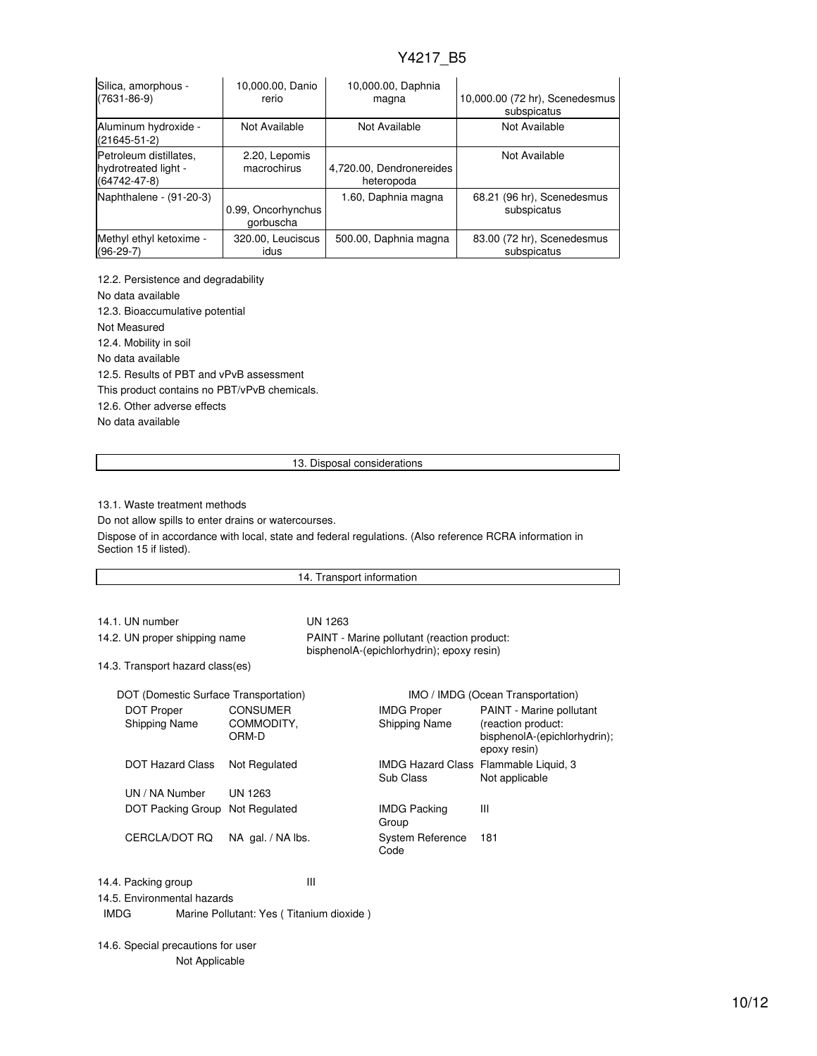| | | | |
|---|---|---|---|
| Silica, amorphous - (7631-86-9) | 10,000.00, Danio rerio | 10,000.00, Daphnia magna | 10,000.00 (72 hr), Scenedesmus subspicatus |
| Aluminum hydroxide - (21645-51-2) | Not Available | Not Available | Not Available |
| Petroleum distillates, hydrotreated light - (64742-47-8) | 2.20, Lepomis macrochirus | 4,720.00, Dendronereides heteropoda | Not Available |
| Naphthalene - (91-20-3) | 0.99, Oncorhynchus gorbuscha | 1.60, Daphnia magna | 68.21 (96 hr), Scenedesmus subspicatus |
| Methyl ethyl ketoxime - (96-29-7) | 320.00, Leuciscus idus | 500.00, Daphnia magna | 83.00 (72 hr), Scenedesmus subspicatus |

12.2. Persistence and degradability

No data available

12.3. Bioaccumulative potential

Not Measured

12.4. Mobility in soil

No data available

12.5. Results of PBT and vPvB assessment

This product contains no PBT/vPvB chemicals.

12.6. Other adverse effects

No data available

## 13. Disposal considerations

13.1. Waste treatment methods

Do not allow spills to enter drains or watercourses.

Dispose of in accordance with local, state and federal regulations. (Also reference RCRA information in Section 15 if listed).

## 14. Transport information

14.1. UN number: UN 1263

14.2. UN proper shipping name: PAINT - Marine pollutant (reaction product: bisphenolA-(epichlorhydrin); epoxy resin)

14.3. Transport hazard class(es)

| DOT (Domestic Surface Transportation) | | IMO / IMDG (Ocean Transportation) | |
|---|---|---|---|
| DOT Proper Shipping Name | CONSUMER COMMODITY, ORM-D | IMDG Proper Shipping Name | PAINT - Marine pollutant (reaction product: bisphenolA-(epichlorhydrin); epoxy resin) |
| DOT Hazard Class | Not Regulated | IMDG Hazard Class | Flammable Liquid, 3 |
| | | Sub Class | Not applicable |
| UN / NA Number | UN 1263 | | |
| DOT Packing Group | Not Regulated | IMDG Packing Group | III |
| CERCLA/DOT RQ | NA gal. / NA lbs. | System Reference Code | 181 |

14.4. Packing group: III

14.5. Environmental hazards

IMDG Marine Pollutant: Yes ( Titanium dioxide )

14.6. Special precautions for user

Not Applicable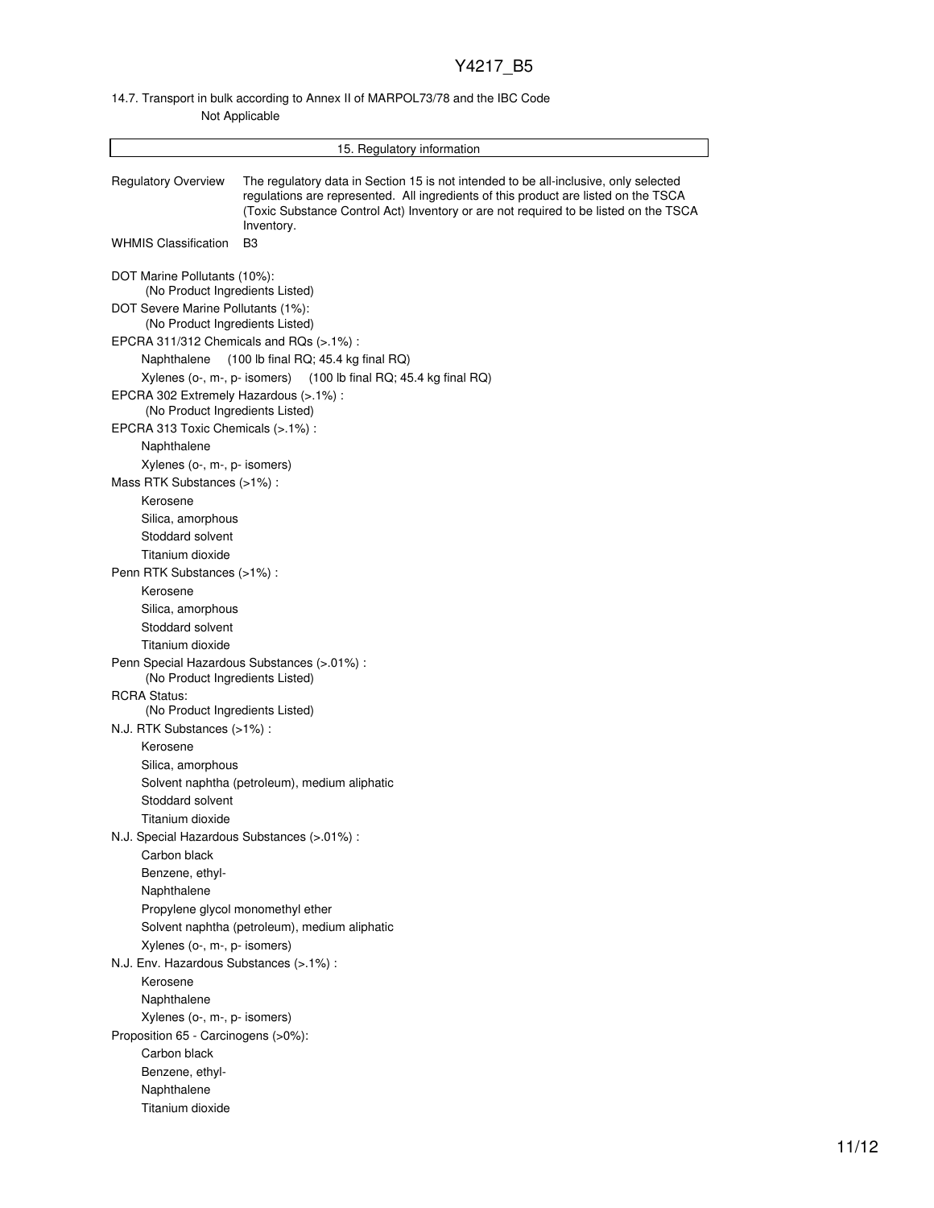14.7. Transport in bulk according to Annex II of MARPOL73/78 and the IBC Code

Not Applicable

## 15. Regulatory information

**Regulatory Overview** The regulatory data in Section 15 is not intended to be all-inclusive, only selected regulations are represented. All ingredients of this product are listed on the TSCA (Toxic Substance Control Act) Inventory or are not required to be listed on the TSCA Inventory.

**WHMIS Classification** B3

DOT Marine Pollutants (10%):
(No Product Ingredients Listed)

DOT Severe Marine Pollutants (1%):
(No Product Ingredients Listed)

EPCRA 311/312 Chemicals and RQs (>.1%) :
- Naphthalene (100 lb final RQ; 45.4 kg final RQ)
- Xylenes (o-, m-, p- isomers) (100 lb final RQ; 45.4 kg final RQ)

EPCRA 302 Extremely Hazardous (>.1%) :
(No Product Ingredients Listed)

EPCRA 313 Toxic Chemicals (>.1%) :
- Naphthalene
- Xylenes (o-, m-, p- isomers)

Mass RTK Substances (>1%) :
- Kerosene
- Silica, amorphous
- Stoddard solvent
- Titanium dioxide

Penn RTK Substances (>1%) :
- Kerosene
- Silica, amorphous
- Stoddard solvent
- Titanium dioxide

Penn Special Hazardous Substances (>.01%) :
(No Product Ingredients Listed)

RCRA Status:
(No Product Ingredients Listed)

N.J. RTK Substances (>1%) :
- Kerosene
- Silica, amorphous
- Solvent naphtha (petroleum), medium aliphatic
- Stoddard solvent
- Titanium dioxide

N.J. Special Hazardous Substances (>.01%) :
- Carbon black
- Benzene, ethyl-
- Naphthalene
- Propylene glycol monomethyl ether
- Solvent naphtha (petroleum), medium aliphatic
- Xylenes (o-, m-, p- isomers)

N.J. Env. Hazardous Substances (>.1%) :
- Kerosene
- Naphthalene
- Xylenes (o-, m-, p- isomers)

Proposition 65 - Carcinogens (>0%):
- Carbon black
- Benzene, ethyl-
- Naphthalene
- Titanium dioxide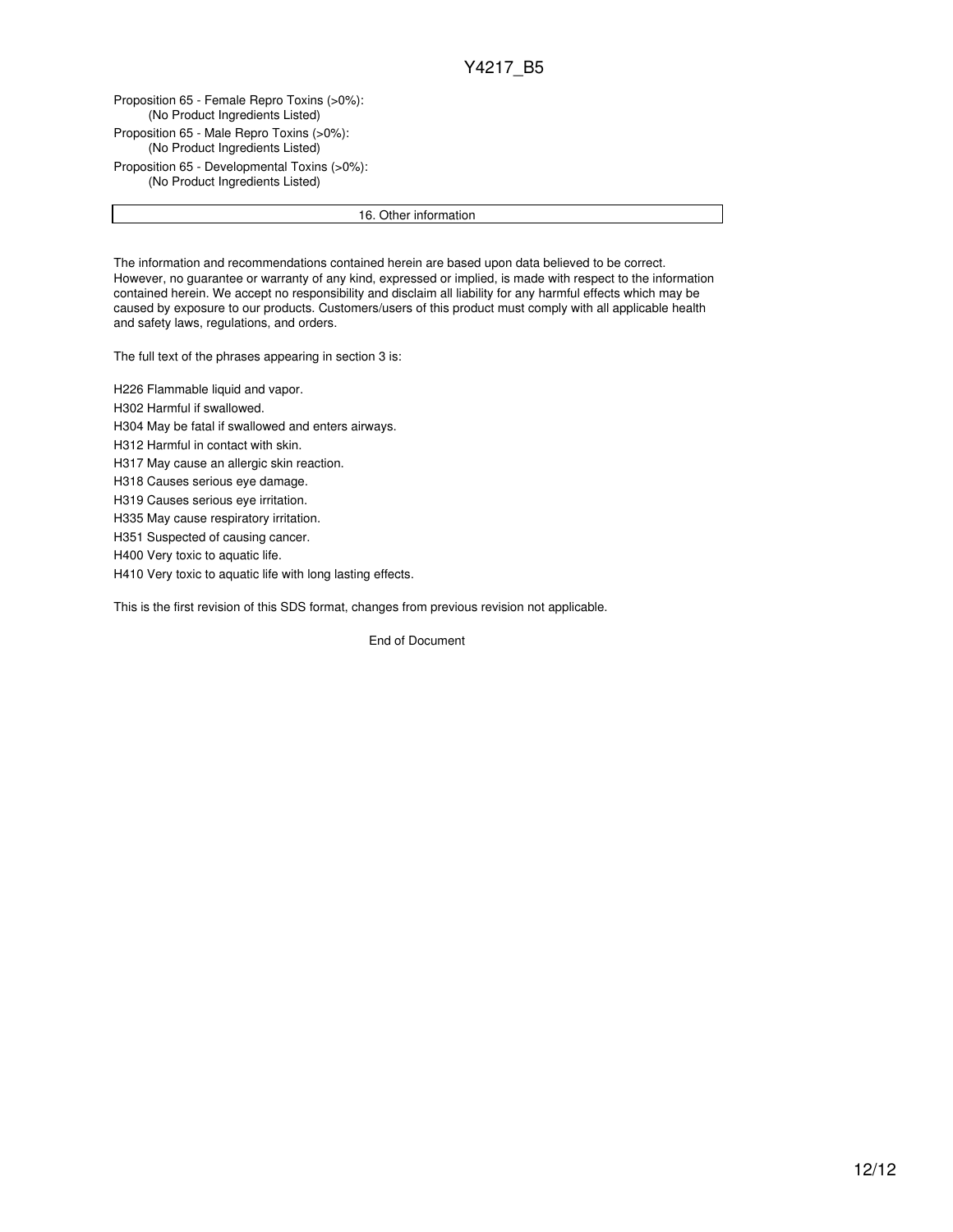Proposition 65 - Female Repro Toxins (>0%):
(No Product Ingredients Listed)

Proposition 65 - Male Repro Toxins (>0%):
(No Product Ingredients Listed)

Proposition 65 - Developmental Toxins (>0%):
(No Product Ingredients Listed)

## 16. Other information

The information and recommendations contained herein are based upon data believed to be correct. However, no guarantee or warranty of any kind, expressed or implied, is made with respect to the information contained herein. We accept no responsibility and disclaim all liability for any harmful effects which may be caused by exposure to our products. Customers/users of this product must comply with all applicable health and safety laws, regulations, and orders.

The full text of the phrases appearing in section 3 is:

H226 Flammable liquid and vapor.

H302 Harmful if swallowed.

H304 May be fatal if swallowed and enters airways.

H312 Harmful in contact with skin.

H317 May cause an allergic skin reaction.

H318 Causes serious eye damage.

H319 Causes serious eye irritation.

H335 May cause respiratory irritation.

H351 Suspected of causing cancer.

H400 Very toxic to aquatic life.

H410 Very toxic to aquatic life with long lasting effects.

This is the first revision of this SDS format, changes from previous revision not applicable.

End of Document